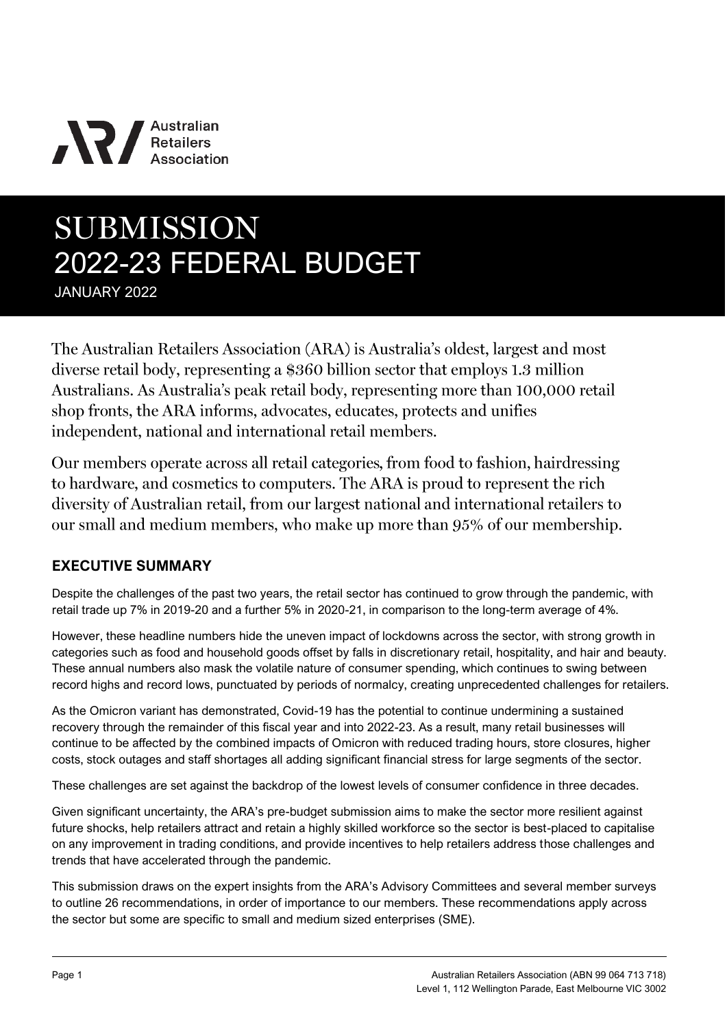Australian Retailers Association

# SUBMISSION
# 2022-23 FEDERAL BUDGET

JANUARY 2022

The Australian Retailers Association (ARA) is Australia's oldest, largest and most diverse retail body, representing a $360 billion sector that employs 1.3 million Australians. As Australia's peak retail body, representing more than 100,000 retail shop fronts, the ARA informs, advocates, educates, protects and unifies independent, national and international retail members.

Our members operate across all retail categories, from food to fashion, hairdressing to hardware, and cosmetics to computers. The ARA is proud to represent the rich diversity of Australian retail, from our largest national and international retailers to our small and medium members, who make up more than 95% of our membership.

## EXECUTIVE SUMMARY

Despite the challenges of the past two years, the retail sector has continued to grow through the pandemic, with retail trade up 7% in 2019-20 and a further 5% in 2020-21, in comparison to the long-term average of 4%.

However, these headline numbers hide the uneven impact of lockdowns across the sector, with strong growth in categories such as food and household goods offset by falls in discretionary retail, hospitality, and hair and beauty. These annual numbers also mask the volatile nature of consumer spending, which continues to swing between record highs and record lows, punctuated by periods of normalcy, creating unprecedented challenges for retailers.

As the Omicron variant has demonstrated, Covid-19 has the potential to continue undermining a sustained recovery through the remainder of this fiscal year and into 2022-23. As a result, many retail businesses will continue to be affected by the combined impacts of Omicron with reduced trading hours, store closures, higher costs, stock outages and staff shortages all adding significant financial stress for large segments of the sector.

These challenges are set against the backdrop of the lowest levels of consumer confidence in three decades.

Given significant uncertainty, the ARA's pre-budget submission aims to make the sector more resilient against future shocks, help retailers attract and retain a highly skilled workforce so the sector is best-placed to capitalise on any improvement in trading conditions, and provide incentives to help retailers address those challenges and trends that have accelerated through the pandemic.

This submission draws on the expert insights from the ARA's Advisory Committees and several member surveys to outline 26 recommendations, in order of importance to our members. These recommendations apply across the sector but some are specific to small and medium sized enterprises (SME).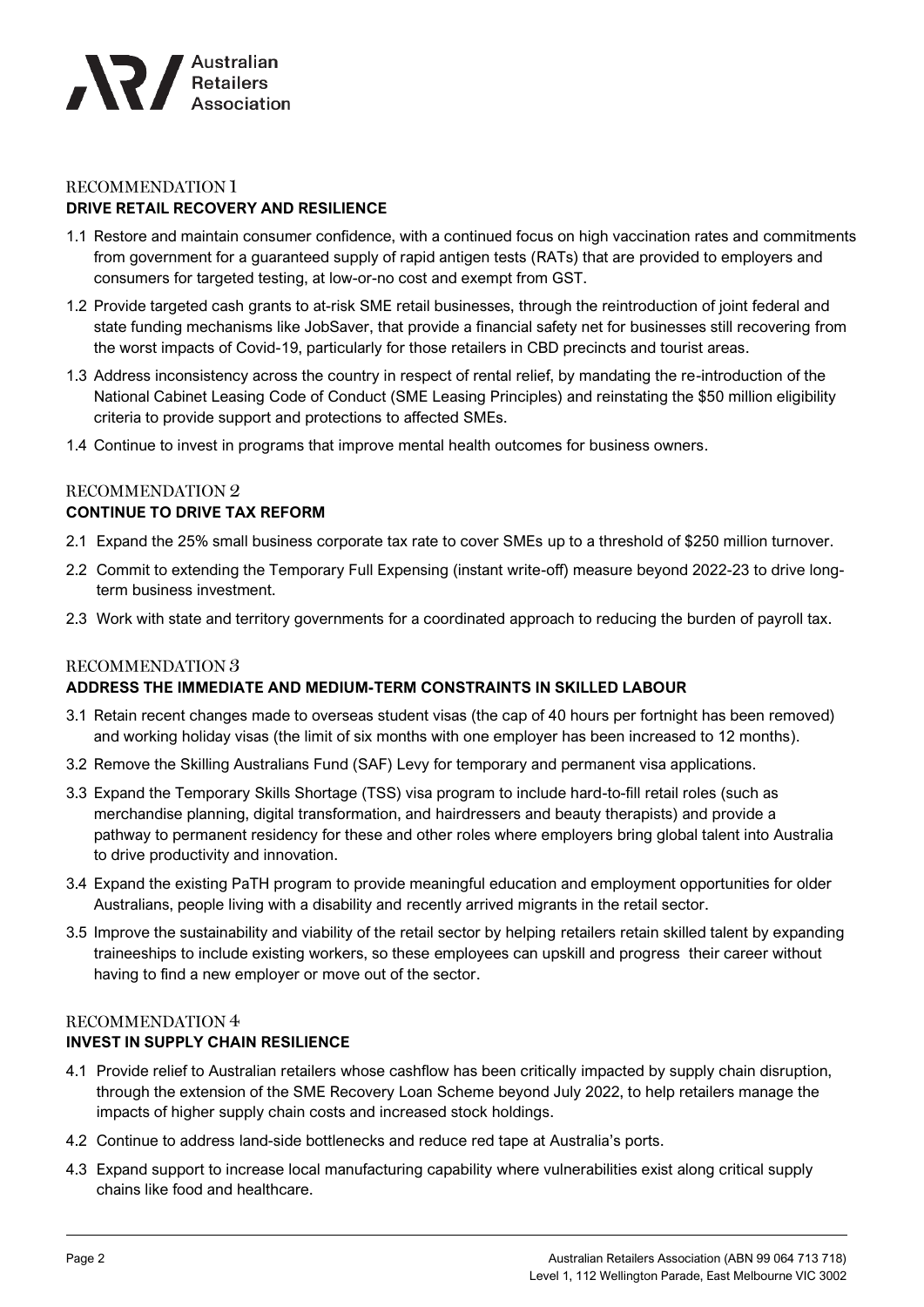## RECOMMENDATION 1

### DRIVE RETAIL RECOVERY AND RESILIENCE

1.1 Restore and maintain consumer confidence, with a continued focus on high vaccination rates and commitments from government for a guaranteed supply of rapid antigen tests (RATs) that are provided to employers and consumers for targeted testing, at low-or-no cost and exempt from GST.

1.2 Provide targeted cash grants to at-risk SME retail businesses, through the reintroduction of joint federal and state funding mechanisms like JobSaver, that provide a financial safety net for businesses still recovering from the worst impacts of Covid-19, particularly for those retailers in CBD precincts and tourist areas.

1.3 Address inconsistency across the country in respect of rental relief, by mandating the re-introduction of the National Cabinet Leasing Code of Conduct (SME Leasing Principles) and reinstating the $50 million eligibility criteria to provide support and protections to affected SMEs.

1.4 Continue to invest in programs that improve mental health outcomes for business owners.

## RECOMMENDATION 2

### CONTINUE TO DRIVE TAX REFORM

2.1 Expand the 25% small business corporate tax rate to cover SMEs up to a threshold of $250 million turnover.

2.2 Commit to extending the Temporary Full Expensing (instant write-off) measure beyond 2022-23 to drive long-term business investment.

2.3 Work with state and territory governments for a coordinated approach to reducing the burden of payroll tax.

## RECOMMENDATION 3

### ADDRESS THE IMMEDIATE AND MEDIUM-TERM CONSTRAINTS IN SKILLED LABOUR

3.1 Retain recent changes made to overseas student visas (the cap of 40 hours per fortnight has been removed) and working holiday visas (the limit of six months with one employer has been increased to 12 months).

3.2 Remove the Skilling Australians Fund (SAF) Levy for temporary and permanent visa applications.

3.3 Expand the Temporary Skills Shortage (TSS) visa program to include hard-to-fill retail roles (such as merchandise planning, digital transformation, and hairdressers and beauty therapists) and provide a pathway to permanent residency for these and other roles where employers bring global talent into Australia to drive productivity and innovation.

3.4 Expand the existing PaTH program to provide meaningful education and employment opportunities for older Australians, people living with a disability and recently arrived migrants in the retail sector.

3.5 Improve the sustainability and viability of the retail sector by helping retailers retain skilled talent by expanding traineeships to include existing workers, so these employees can upskill and progress their career without having to find a new employer or move out of the sector.

## RECOMMENDATION 4

### INVEST IN SUPPLY CHAIN RESILIENCE

4.1 Provide relief to Australian retailers whose cashflow has been critically impacted by supply chain disruption, through the extension of the SME Recovery Loan Scheme beyond July 2022, to help retailers manage the impacts of higher supply chain costs and increased stock holdings.

4.2 Continue to address land-side bottlenecks and reduce red tape at Australia's ports.

4.3 Expand support to increase local manufacturing capability where vulnerabilities exist along critical supply chains like food and healthcare.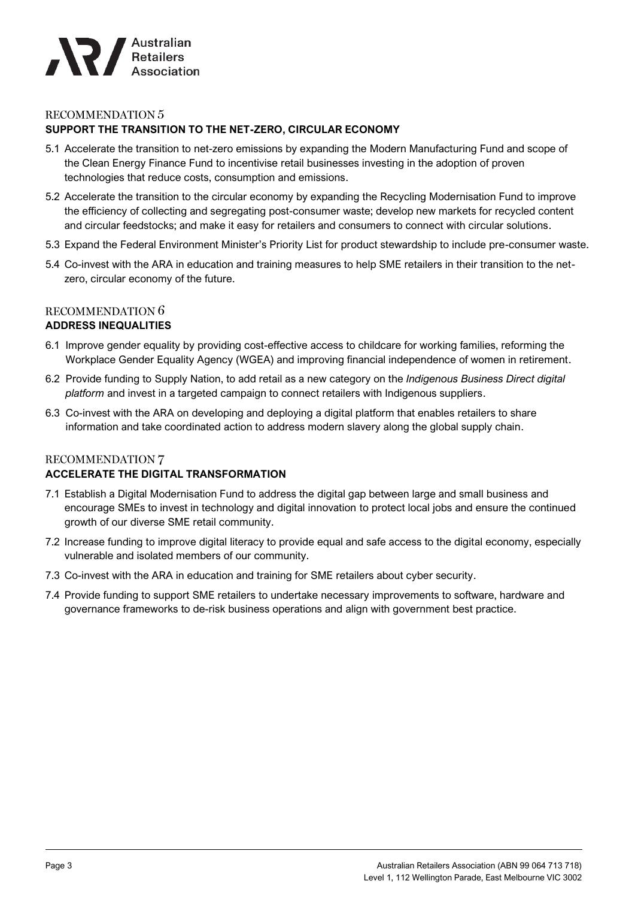## RECOMMENDATION 5

### SUPPORT THE TRANSITION TO THE NET-ZERO, CIRCULAR ECONOMY

5.1 Accelerate the transition to net-zero emissions by expanding the Modern Manufacturing Fund and scope of the Clean Energy Finance Fund to incentivise retail businesses investing in the adoption of proven technologies that reduce costs, consumption and emissions.

5.2 Accelerate the transition to the circular economy by expanding the Recycling Modernisation Fund to improve the efficiency of collecting and segregating post-consumer waste; develop new markets for recycled content and circular feedstocks; and make it easy for retailers and consumers to connect with circular solutions.

5.3 Expand the Federal Environment Minister's Priority List for product stewardship to include pre-consumer waste.

5.4 Co-invest with the ARA in education and training measures to help SME retailers in their transition to the net-zero, circular economy of the future.

## RECOMMENDATION 6

### ADDRESS INEQUALITIES

6.1 Improve gender equality by providing cost-effective access to childcare for working families, reforming the Workplace Gender Equality Agency (WGEA) and improving financial independence of women in retirement.

6.2 Provide funding to Supply Nation, to add retail as a new category on the *Indigenous Business Direct digital platform* and invest in a targeted campaign to connect retailers with Indigenous suppliers.

6.3 Co-invest with the ARA on developing and deploying a digital platform that enables retailers to share information and take coordinated action to address modern slavery along the global supply chain.

## RECOMMENDATION 7

### ACCELERATE THE DIGITAL TRANSFORMATION

7.1 Establish a Digital Modernisation Fund to address the digital gap between large and small business and encourage SMEs to invest in technology and digital innovation to protect local jobs and ensure the continued growth of our diverse SME retail community.

7.2 Increase funding to improve digital literacy to provide equal and safe access to the digital economy, especially vulnerable and isolated members of our community.

7.3 Co-invest with the ARA in education and training for SME retailers about cyber security.

7.4 Provide funding to support SME retailers to undertake necessary improvements to software, hardware and governance frameworks to de-risk business operations and align with government best practice.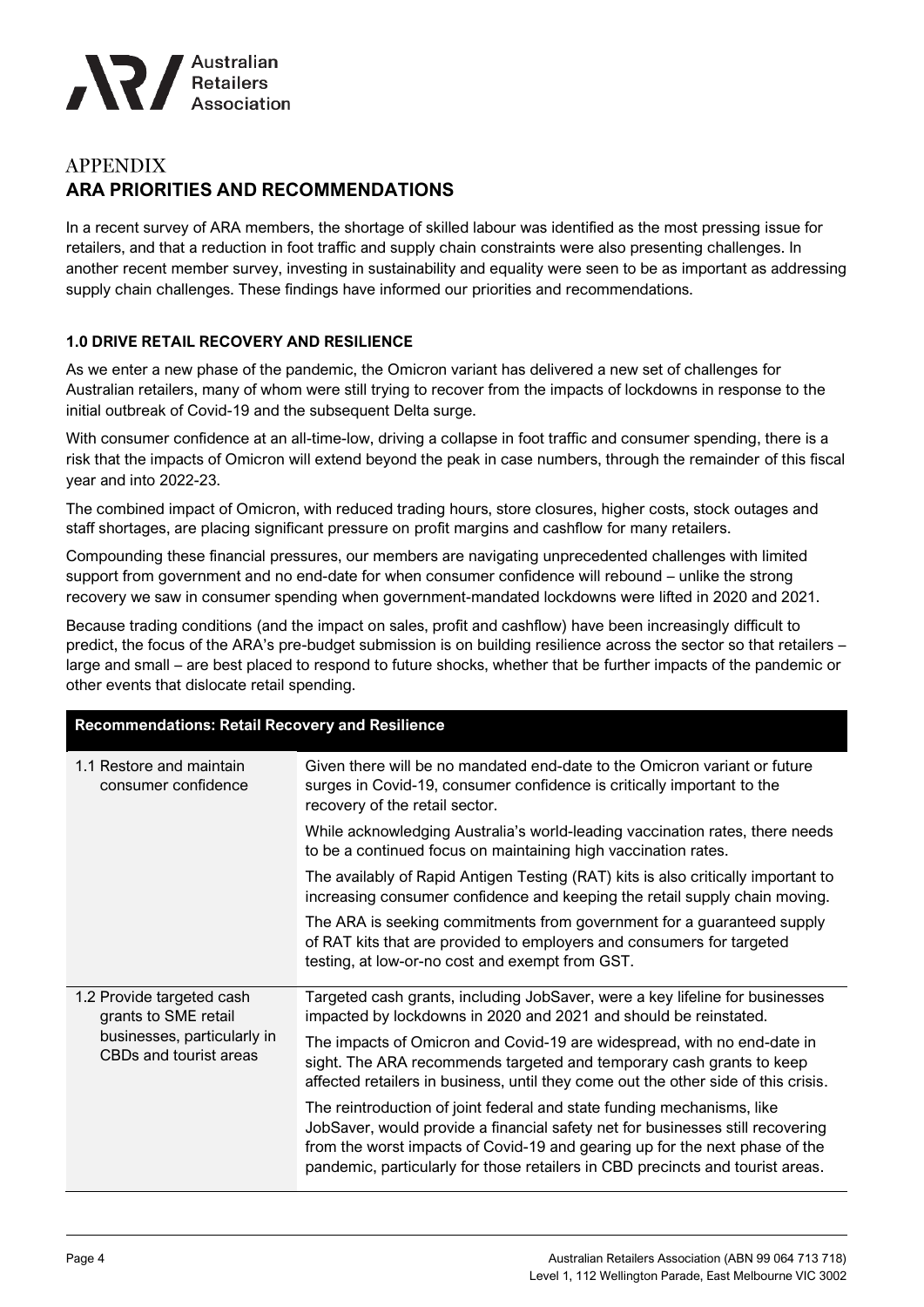# APPENDIX

## ARA PRIORITIES AND RECOMMENDATIONS

In a recent survey of ARA members, the shortage of skilled labour was identified as the most pressing issue for retailers, and that a reduction in foot traffic and supply chain constraints were also presenting challenges. In another recent member survey, investing in sustainability and equality were seen to be as important as addressing supply chain challenges. These findings have informed our priorities and recommendations.

### 1.0 DRIVE RETAIL RECOVERY AND RESILIENCE

As we enter a new phase of the pandemic, the Omicron variant has delivered a new set of challenges for Australian retailers, many of whom were still trying to recover from the impacts of lockdowns in response to the initial outbreak of Covid-19 and the subsequent Delta surge.

With consumer confidence at an all-time-low, driving a collapse in foot traffic and consumer spending, there is a risk that the impacts of Omicron will extend beyond the peak in case numbers, through the remainder of this fiscal year and into 2022-23.

The combined impact of Omicron, with reduced trading hours, store closures, higher costs, stock outages and staff shortages, are placing significant pressure on profit margins and cashflow for many retailers.

Compounding these financial pressures, our members are navigating unprecedented challenges with limited support from government and no end-date for when consumer confidence will rebound – unlike the strong recovery we saw in consumer spending when government-mandated lockdowns were lifted in 2020 and 2021.

Because trading conditions (and the impact on sales, profit and cashflow) have been increasingly difficult to predict, the focus of the ARA's pre-budget submission is on building resilience across the sector so that retailers – large and small – are best placed to respond to future shocks, whether that be further impacts of the pandemic or other events that dislocate retail spending.

| Recommendations: Retail Recovery and Resilience | |
|---|---|
| 1.1 Restore and maintain consumer confidence | Given there will be no mandated end-date to the Omicron variant or future surges in Covid-19, consumer confidence is critically important to the recovery of the retail sector.<br><br>While acknowledging Australia's world-leading vaccination rates, there needs to be a continued focus on maintaining high vaccination rates.<br><br>The availably of Rapid Antigen Testing (RAT) kits is also critically important to increasing consumer confidence and keeping the retail supply chain moving.<br><br>The ARA is seeking commitments from government for a guaranteed supply of RAT kits that are provided to employers and consumers for targeted testing, at low-or-no cost and exempt from GST. |
| 1.2 Provide targeted cash grants to SME retail businesses, particularly in CBDs and tourist areas | Targeted cash grants, including JobSaver, were a key lifeline for businesses impacted by lockdowns in 2020 and 2021 and should be reinstated.<br><br>The impacts of Omicron and Covid-19 are widespread, with no end-date in sight. The ARA recommends targeted and temporary cash grants to keep affected retailers in business, until they come out the other side of this crisis.<br><br>The reintroduction of joint federal and state funding mechanisms, like JobSaver, would provide a financial safety net for businesses still recovering from the worst impacts of Covid-19 and gearing up for the next phase of the pandemic, particularly for those retailers in CBD precincts and tourist areas. |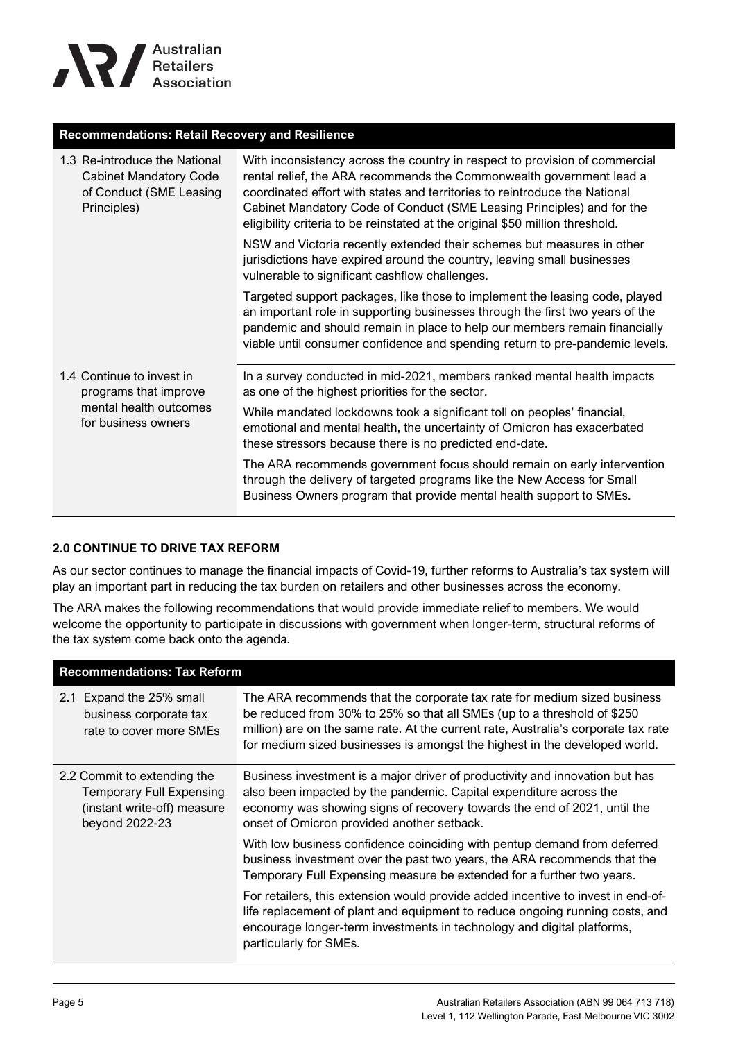| Recommendations: Retail Recovery and Resilience | |
|---|---|
| 1.3 Re-introduce the National Cabinet Mandatory Code of Conduct (SME Leasing Principles) | With inconsistency across the country in respect to provision of commercial rental relief, the ARA recommends the Commonwealth government lead a coordinated effort with states and territories to reintroduce the National Cabinet Mandatory Code of Conduct (SME Leasing Principles) and for the eligibility criteria to be reinstated at the original $50 million threshold.<br><br>NSW and Victoria recently extended their schemes but measures in other jurisdictions have expired around the country, leaving small businesses vulnerable to significant cashflow challenges.<br><br>Targeted support packages, like those to implement the leasing code, played an important role in supporting businesses through the first two years of the pandemic and should remain in place to help our members remain financially viable until consumer confidence and spending return to pre-pandemic levels. |
| 1.4 Continue to invest in programs that improve mental health outcomes for business owners | In a survey conducted in mid-2021, members ranked mental health impacts as one of the highest priorities for the sector.<br><br>While mandated lockdowns took a significant toll on peoples' financial, emotional and mental health, the uncertainty of Omicron has exacerbated these stressors because there is no predicted end-date.<br><br>The ARA recommends government focus should remain on early intervention through the delivery of targeted programs like the New Access for Small Business Owners program that provide mental health support to SMEs. |

### 2.0 CONTINUE TO DRIVE TAX REFORM

As our sector continues to manage the financial impacts of Covid-19, further reforms to Australia's tax system will play an important part in reducing the tax burden on retailers and other businesses across the economy.

The ARA makes the following recommendations that would provide immediate relief to members. We would welcome the opportunity to participate in discussions with government when longer-term, structural reforms of the tax system come back onto the agenda.

| Recommendations: Tax Reform | |
|---|---|
| 2.1 Expand the 25% small business corporate tax rate to cover more SMEs | The ARA recommends that the corporate tax rate for medium sized business be reduced from 30% to 25% so that all SMEs (up to a threshold of $250 million) are on the same rate. At the current rate, Australia's corporate tax rate for medium sized businesses is amongst the highest in the developed world. |
| 2.2 Commit to extending the Temporary Full Expensing (instant write-off) measure beyond 2022-23 | Business investment is a major driver of productivity and innovation but has also been impacted by the pandemic. Capital expenditure across the economy was showing signs of recovery towards the end of 2021, until the onset of Omicron provided another setback.<br><br>With low business confidence coinciding with pentup demand from deferred business investment over the past two years, the ARA recommends that the Temporary Full Expensing measure be extended for a further two years.<br><br>For retailers, this extension would provide added incentive to invest in end-of-life replacement of plant and equipment to reduce ongoing running costs, and encourage longer-term investments in technology and digital platforms, particularly for SMEs. |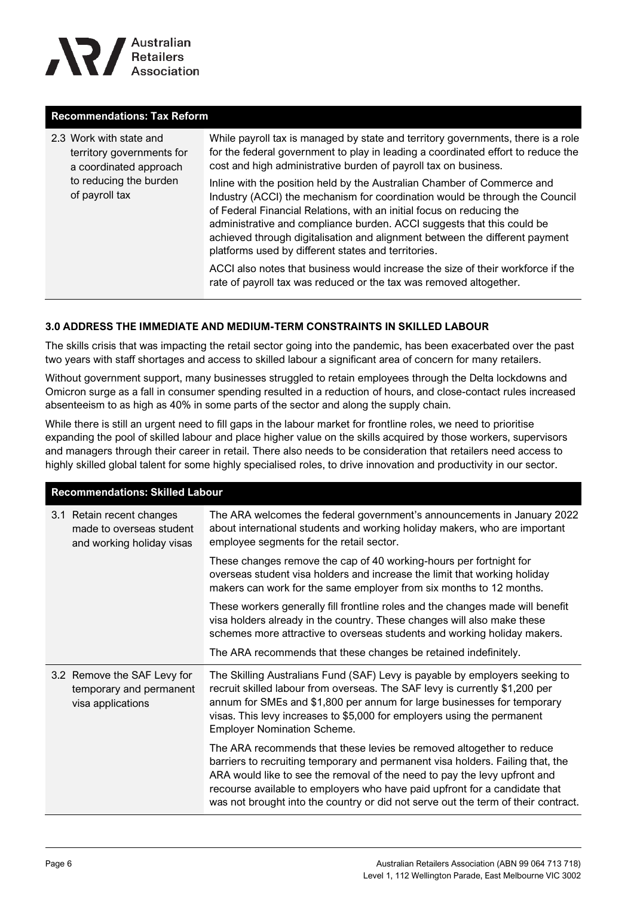| Recommendations: Tax Reform | |
|---|---|
| 2.3 Work with state and territory governments for a coordinated approach to reducing the burden of payroll tax | While payroll tax is managed by state and territory governments, there is a role for the federal government to play in leading a coordinated effort to reduce the cost and high administrative burden of payroll tax on business.<br><br>Inline with the position held by the Australian Chamber of Commerce and Industry (ACCI) the mechanism for coordination would be through the Council of Federal Financial Relations, with an initial focus on reducing the administrative and compliance burden. ACCI suggests that this could be achieved through digitalisation and alignment between the different payment platforms used by different states and territories.<br><br>ACCI also notes that business would increase the size of their workforce if the rate of payroll tax was reduced or the tax was removed altogether. |

### 3.0 ADDRESS THE IMMEDIATE AND MEDIUM-TERM CONSTRAINTS IN SKILLED LABOUR

The skills crisis that was impacting the retail sector going into the pandemic, has been exacerbated over the past two years with staff shortages and access to skilled labour a significant area of concern for many retailers.

Without government support, many businesses struggled to retain employees through the Delta lockdowns and Omicron surge as a fall in consumer spending resulted in a reduction of hours, and close-contact rules increased absenteeism to as high as 40% in some parts of the sector and along the supply chain.

While there is still an urgent need to fill gaps in the labour market for frontline roles, we need to prioritise expanding the pool of skilled labour and place higher value on the skills acquired by those workers, supervisors and managers through their career in retail. There also needs to be consideration that retailers need access to highly skilled global talent for some highly specialised roles, to drive innovation and productivity in our sector.

| Recommendations: Skilled Labour | |
|---|---|
| 3.1 Retain recent changes made to overseas student and working holiday visas | The ARA welcomes the federal government's announcements in January 2022 about international students and working holiday makers, who are important employee segments for the retail sector.<br><br>These changes remove the cap of 40 working-hours per fortnight for overseas student visa holders and increase the limit that working holiday makers can work for the same employer from six months to 12 months.<br><br>These workers generally fill frontline roles and the changes made will benefit visa holders already in the country. These changes will also make these schemes more attractive to overseas students and working holiday makers.<br><br>The ARA recommends that these changes be retained indefinitely. |
| 3.2 Remove the SAF Levy for temporary and permanent visa applications | The Skilling Australians Fund (SAF) Levy is payable by employers seeking to recruit skilled labour from overseas. The SAF levy is currently $1,200 per annum for SMEs and $1,800 per annum for large businesses for temporary visas. This levy increases to $5,000 for employers using the permanent Employer Nomination Scheme.<br><br>The ARA recommends that these levies be removed altogether to reduce barriers to recruiting temporary and permanent visa holders. Failing that, the ARA would like to see the removal of the need to pay the levy upfront and recourse available to employers who have paid upfront for a candidate that was not brought into the country or did not serve out the term of their contract. |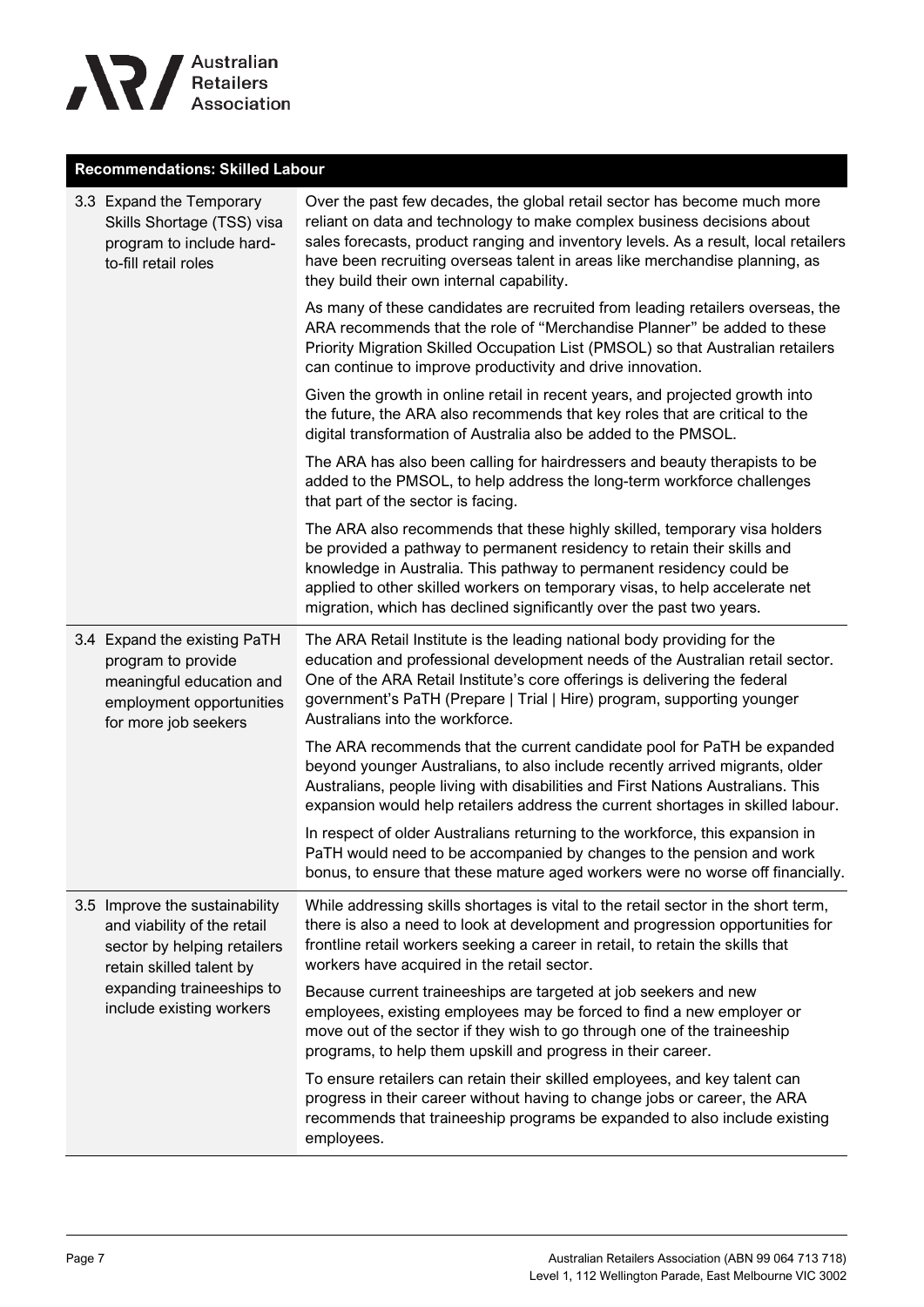| Recommendations: Skilled Labour | |
|---|---|
| 3.3 Expand the Temporary Skills Shortage (TSS) visa program to include hard-to-fill retail roles | Over the past few decades, the global retail sector has become much more reliant on data and technology to make complex business decisions about sales forecasts, product ranging and inventory levels. As a result, local retailers have been recruiting overseas talent in areas like merchandise planning, as they build their own internal capability.<br><br>As many of these candidates are recruited from leading retailers overseas, the ARA recommends that the role of "Merchandise Planner" be added to these Priority Migration Skilled Occupation List (PMSOL) so that Australian retailers can continue to improve productivity and drive innovation.<br><br>Given the growth in online retail in recent years, and projected growth into the future, the ARA also recommends that key roles that are critical to the digital transformation of Australia also be added to the PMSOL.<br><br>The ARA has also been calling for hairdressers and beauty therapists to be added to the PMSOL, to help address the long-term workforce challenges that part of the sector is facing.<br><br>The ARA also recommends that these highly skilled, temporary visa holders be provided a pathway to permanent residency to retain their skills and knowledge in Australia. This pathway to permanent residency could be applied to other skilled workers on temporary visas, to help accelerate net migration, which has declined significantly over the past two years. |
| 3.4 Expand the existing PaTH program to provide meaningful education and employment opportunities for more job seekers | The ARA Retail Institute is the leading national body providing for the education and professional development needs of the Australian retail sector. One of the ARA Retail Institute's core offerings is delivering the federal government's PaTH (Prepare \| Trial \| Hire) program, supporting younger Australians into the workforce.<br><br>The ARA recommends that the current candidate pool for PaTH be expanded beyond younger Australians, to also include recently arrived migrants, older Australians, people living with disabilities and First Nations Australians. This expansion would help retailers address the current shortages in skilled labour.<br><br>In respect of older Australians returning to the workforce, this expansion in PaTH would need to be accompanied by changes to the pension and work bonus, to ensure that these mature aged workers were no worse off financially. |
| 3.5 Improve the sustainability and viability of the retail sector by helping retailers retain skilled talent by expanding traineeships to include existing workers | While addressing skills shortages is vital to the retail sector in the short term, there is also a need to look at development and progression opportunities for frontline retail workers seeking a career in retail, to retain the skills that workers have acquired in the retail sector.<br><br>Because current traineeships are targeted at job seekers and new employees, existing employees may be forced to find a new employer or move out of the sector if they wish to go through one of the traineeship programs, to help them upskill and progress in their career.<br><br>To ensure retailers can retain their skilled employees, and key talent can progress in their career without having to change jobs or career, the ARA recommends that traineeship programs be expanded to also include existing employees. |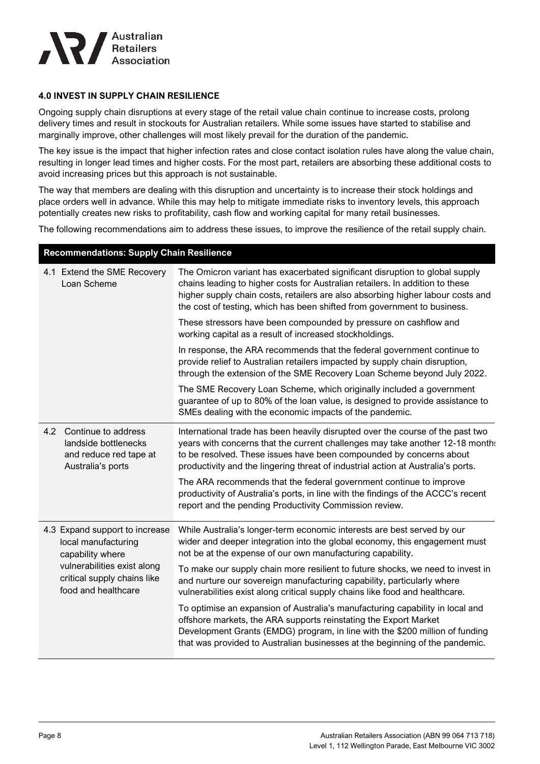## 4.0 INVEST IN SUPPLY CHAIN RESILIENCE

Ongoing supply chain disruptions at every stage of the retail value chain continue to increase costs, prolong delivery times and result in stockouts for Australian retailers. While some issues have started to stabilise and marginally improve, other challenges will most likely prevail for the duration of the pandemic.

The key issue is the impact that higher infection rates and close contact isolation rules have along the value chain, resulting in longer lead times and higher costs. For the most part, retailers are absorbing these additional costs to avoid increasing prices but this approach is not sustainable.

The way that members are dealing with this disruption and uncertainty is to increase their stock holdings and place orders well in advance. While this may help to mitigate immediate risks to inventory levels, this approach potentially creates new risks to profitability, cash flow and working capital for many retail businesses.

The following recommendations aim to address these issues, to improve the resilience of the retail supply chain.

| Recommendations: Supply Chain Resilience | |
|---|---|
| 4.1 Extend the SME Recovery Loan Scheme | The Omicron variant has exacerbated significant disruption to global supply chains leading to higher costs for Australian retailers. In addition to these higher supply chain costs, retailers are also absorbing higher labour costs and the cost of testing, which has been shifted from government to business.<br><br>These stressors have been compounded by pressure on cashflow and working capital as a result of increased stockholdings.<br><br>In response, the ARA recommends that the federal government continue to provide relief to Australian retailers impacted by supply chain disruption, through the extension of the SME Recovery Loan Scheme beyond July 2022.<br><br>The SME Recovery Loan Scheme, which originally included a government guarantee of up to 80% of the loan value, is designed to provide assistance to SMEs dealing with the economic impacts of the pandemic. |
| 4.2 Continue to address landside bottlenecks and reduce red tape at Australia's ports | International trade has been heavily disrupted over the course of the past two years with concerns that the current challenges may take another 12-18 months to be resolved. These issues have been compounded by concerns about productivity and the lingering threat of industrial action at Australia's ports.<br><br>The ARA recommends that the federal government continue to improve productivity of Australia's ports, in line with the findings of the ACCC's recent report and the pending Productivity Commission review. |
| 4.3 Expand support to increase local manufacturing capability where vulnerabilities exist along critical supply chains like food and healthcare | While Australia's longer-term economic interests are best served by our wider and deeper integration into the global economy, this engagement must not be at the expense of our own manufacturing capability.<br><br>To make our supply chain more resilient to future shocks, we need to invest in and nurture our sovereign manufacturing capability, particularly where vulnerabilities exist along critical supply chains like food and healthcare.<br><br>To optimise an expansion of Australia's manufacturing capability in local and offshore markets, the ARA supports reinstating the Export Market Development Grants (EMDG) program, in line with the $200 million of funding that was provided to Australian businesses at the beginning of the pandemic. |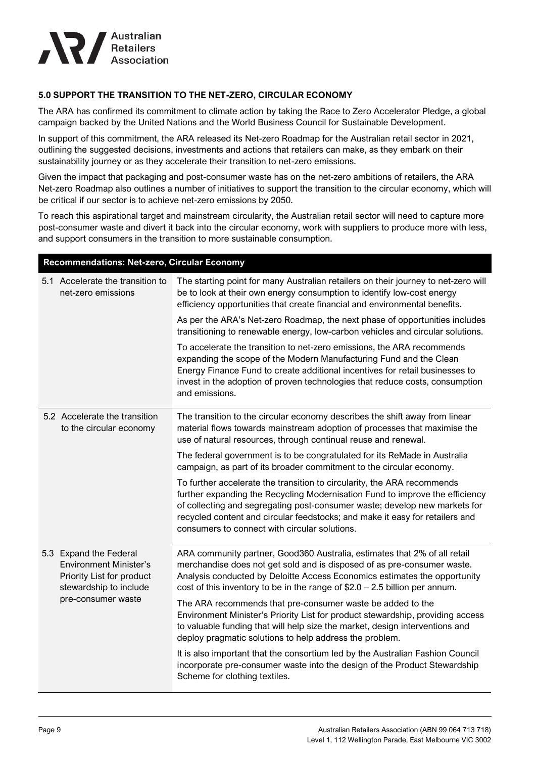## 5.0 SUPPORT THE TRANSITION TO THE NET-ZERO, CIRCULAR ECONOMY

The ARA has confirmed its commitment to climate action by taking the Race to Zero Accelerator Pledge, a global campaign backed by the United Nations and the World Business Council for Sustainable Development.

In support of this commitment, the ARA released its Net-zero Roadmap for the Australian retail sector in 2021, outlining the suggested decisions, investments and actions that retailers can make, as they embark on their sustainability journey or as they accelerate their transition to net-zero emissions.

Given the impact that packaging and post-consumer waste has on the net-zero ambitions of retailers, the ARA Net-zero Roadmap also outlines a number of initiatives to support the transition to the circular economy, which will be critical if our sector is to achieve net-zero emissions by 2050.

To reach this aspirational target and mainstream circularity, the Australian retail sector will need to capture more post-consumer waste and divert it back into the circular economy, work with suppliers to produce more with less, and support consumers in the transition to more sustainable consumption.

| Recommendations: Net-zero, Circular Economy | |
|---|---|
| 5.1 Accelerate the transition to net-zero emissions | The starting point for many Australian retailers on their journey to net-zero will be to look at their own energy consumption to identify low-cost energy efficiency opportunities that create financial and environmental benefits.<br><br>As per the ARA's Net-zero Roadmap, the next phase of opportunities includes transitioning to renewable energy, low-carbon vehicles and circular solutions.<br><br>To accelerate the transition to net-zero emissions, the ARA recommends expanding the scope of the Modern Manufacturing Fund and the Clean Energy Finance Fund to create additional incentives for retail businesses to invest in the adoption of proven technologies that reduce costs, consumption and emissions. |
| 5.2 Accelerate the transition to the circular economy | The transition to the circular economy describes the shift away from linear material flows towards mainstream adoption of processes that maximise the use of natural resources, through continual reuse and renewal.<br><br>The federal government is to be congratulated for its ReMade in Australia campaign, as part of its broader commitment to the circular economy.<br><br>To further accelerate the transition to circularity, the ARA recommends further expanding the Recycling Modernisation Fund to improve the efficiency of collecting and segregating post-consumer waste; develop new markets for recycled content and circular feedstocks; and make it easy for retailers and consumers to connect with circular solutions. |
| 5.3 Expand the Federal Environment Minister's Priority List for product stewardship to include pre-consumer waste | ARA community partner, Good360 Australia, estimates that 2% of all retail merchandise does not get sold and is disposed of as pre-consumer waste. Analysis conducted by Deloitte Access Economics estimates the opportunity cost of this inventory to be in the range of $2.0 – 2.5 billion per annum.<br><br>The ARA recommends that pre-consumer waste be added to the Environment Minister's Priority List for product stewardship, providing access to valuable funding that will help size the market, design interventions and deploy pragmatic solutions to help address the problem.<br><br>It is also important that the consortium led by the Australian Fashion Council incorporate pre-consumer waste into the design of the Product Stewardship Scheme for clothing textiles. |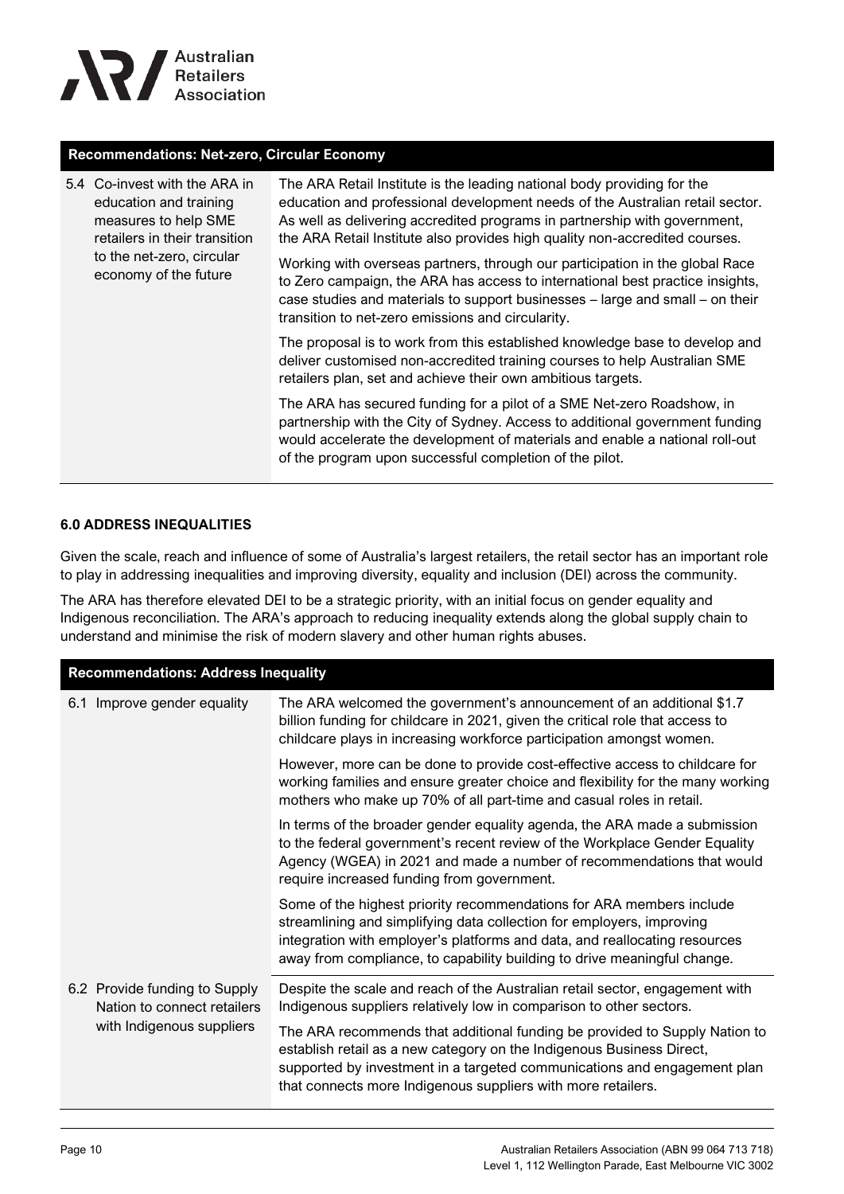| Recommendations: Net-zero, Circular Economy | |
|---|---|
| 5.4 Co-invest with the ARA in education and training measures to help SME retailers in their transition to the net-zero, circular economy of the future | The ARA Retail Institute is the leading national body providing for the education and professional development needs of the Australian retail sector. As well as delivering accredited programs in partnership with government, the ARA Retail Institute also provides high quality non-accredited courses.<br><br>Working with overseas partners, through our participation in the global Race to Zero campaign, the ARA has access to international best practice insights, case studies and materials to support businesses – large and small – on their transition to net-zero emissions and circularity.<br><br>The proposal is to work from this established knowledge base to develop and deliver customised non-accredited training courses to help Australian SME retailers plan, set and achieve their own ambitious targets.<br><br>The ARA has secured funding for a pilot of a SME Net-zero Roadshow, in partnership with the City of Sydney. Access to additional government funding would accelerate the development of materials and enable a national roll-out of the program upon successful completion of the pilot. |

### 6.0 ADDRESS INEQUALITIES

Given the scale, reach and influence of some of Australia's largest retailers, the retail sector has an important role to play in addressing inequalities and improving diversity, equality and inclusion (DEI) across the community.

The ARA has therefore elevated DEI to be a strategic priority, with an initial focus on gender equality and Indigenous reconciliation. The ARA's approach to reducing inequality extends along the global supply chain to understand and minimise the risk of modern slavery and other human rights abuses.

| Recommendations: Address Inequality | |
|---|---|
| 6.1 Improve gender equality | The ARA welcomed the government's announcement of an additional $1.7 billion funding for childcare in 2021, given the critical role that access to childcare plays in increasing workforce participation amongst women.<br><br>However, more can be done to provide cost-effective access to childcare for working families and ensure greater choice and flexibility for the many working mothers who make up 70% of all part-time and casual roles in retail.<br><br>In terms of the broader gender equality agenda, the ARA made a submission to the federal government's recent review of the Workplace Gender Equality Agency (WGEA) in 2021 and made a number of recommendations that would require increased funding from government.<br><br>Some of the highest priority recommendations for ARA members include streamlining and simplifying data collection for employers, improving integration with employer's platforms and data, and reallocating resources away from compliance, to capability building to drive meaningful change. |
| 6.2 Provide funding to Supply Nation to connect retailers with Indigenous suppliers | Despite the scale and reach of the Australian retail sector, engagement with Indigenous suppliers relatively low in comparison to other sectors.<br><br>The ARA recommends that additional funding be provided to Supply Nation to establish retail as a new category on the Indigenous Business Direct, supported by investment in a targeted communications and engagement plan that connects more Indigenous suppliers with more retailers. |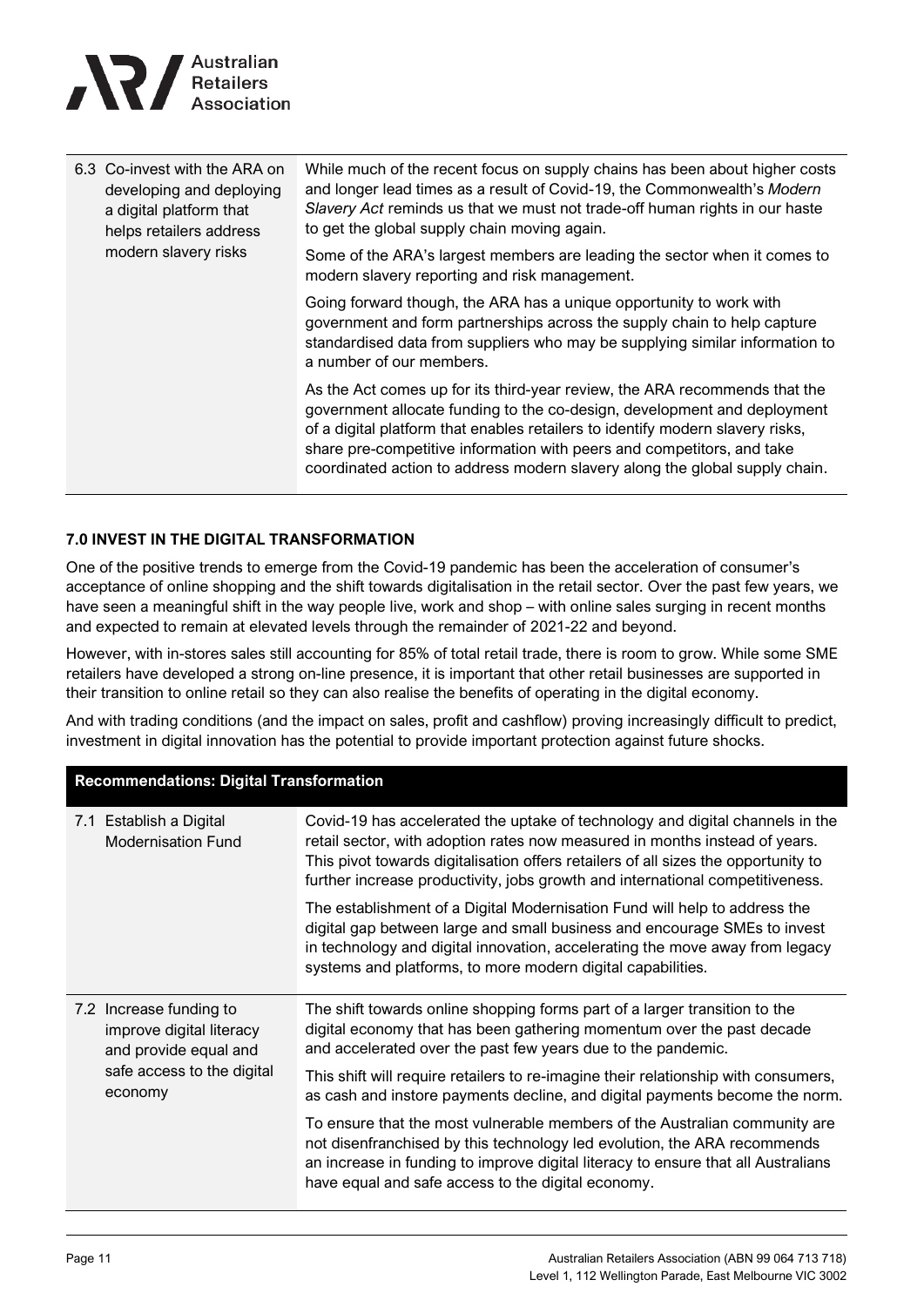| | |
|---|---|
| 6.3 Co-invest with the ARA on developing and deploying a digital platform that helps retailers address modern slavery risks | While much of the recent focus on supply chains has been about higher costs and longer lead times as a result of Covid-19, the Commonwealth's *Modern Slavery Act* reminds us that we must not trade-off human rights in our haste to get the global supply chain moving again.<br><br>Some of the ARA's largest members are leading the sector when it comes to modern slavery reporting and risk management.<br><br>Going forward though, the ARA has a unique opportunity to work with government and form partnerships across the supply chain to help capture standardised data from suppliers who may be supplying similar information to a number of our members.<br><br>As the Act comes up for its third-year review, the ARA recommends that the government allocate funding to the co-design, development and deployment of a digital platform that enables retailers to identify modern slavery risks, share pre-competitive information with peers and competitors, and take coordinated action to address modern slavery along the global supply chain. |

**7.0 INVEST IN THE DIGITAL TRANSFORMATION**

One of the positive trends to emerge from the Covid-19 pandemic has been the acceleration of consumer's acceptance of online shopping and the shift towards digitalisation in the retail sector. Over the past few years, we have seen a meaningful shift in the way people live, work and shop – with online sales surging in recent months and expected to remain at elevated levels through the remainder of 2021-22 and beyond.

However, with in-stores sales still accounting for 85% of total retail trade, there is room to grow. While some SME retailers have developed a strong on-line presence, it is important that other retail businesses are supported in their transition to online retail so they can also realise the benefits of operating in the digital economy.

And with trading conditions (and the impact on sales, profit and cashflow) proving increasingly difficult to predict, investment in digital innovation has the potential to provide important protection against future shocks.

| **Recommendations: Digital Transformation** | |
|---|---|
| 7.1 Establish a Digital Modernisation Fund | Covid-19 has accelerated the uptake of technology and digital channels in the retail sector, with adoption rates now measured in months instead of years. This pivot towards digitalisation offers retailers of all sizes the opportunity to further increase productivity, jobs growth and international competitiveness.<br><br>The establishment of a Digital Modernisation Fund will help to address the digital gap between large and small business and encourage SMEs to invest in technology and digital innovation, accelerating the move away from legacy systems and platforms, to more modern digital capabilities. |
| 7.2 Increase funding to improve digital literacy and provide equal and safe access to the digital economy | The shift towards online shopping forms part of a larger transition to the digital economy that has been gathering momentum over the past decade and accelerated over the past few years due to the pandemic.<br><br>This shift will require retailers to re-imagine their relationship with consumers, as cash and instore payments decline, and digital payments become the norm.<br><br>To ensure that the most vulnerable members of the Australian community are not disenfranchised by this technology led evolution, the ARA recommends an increase in funding to improve digital literacy to ensure that all Australians have equal and safe access to the digital economy. |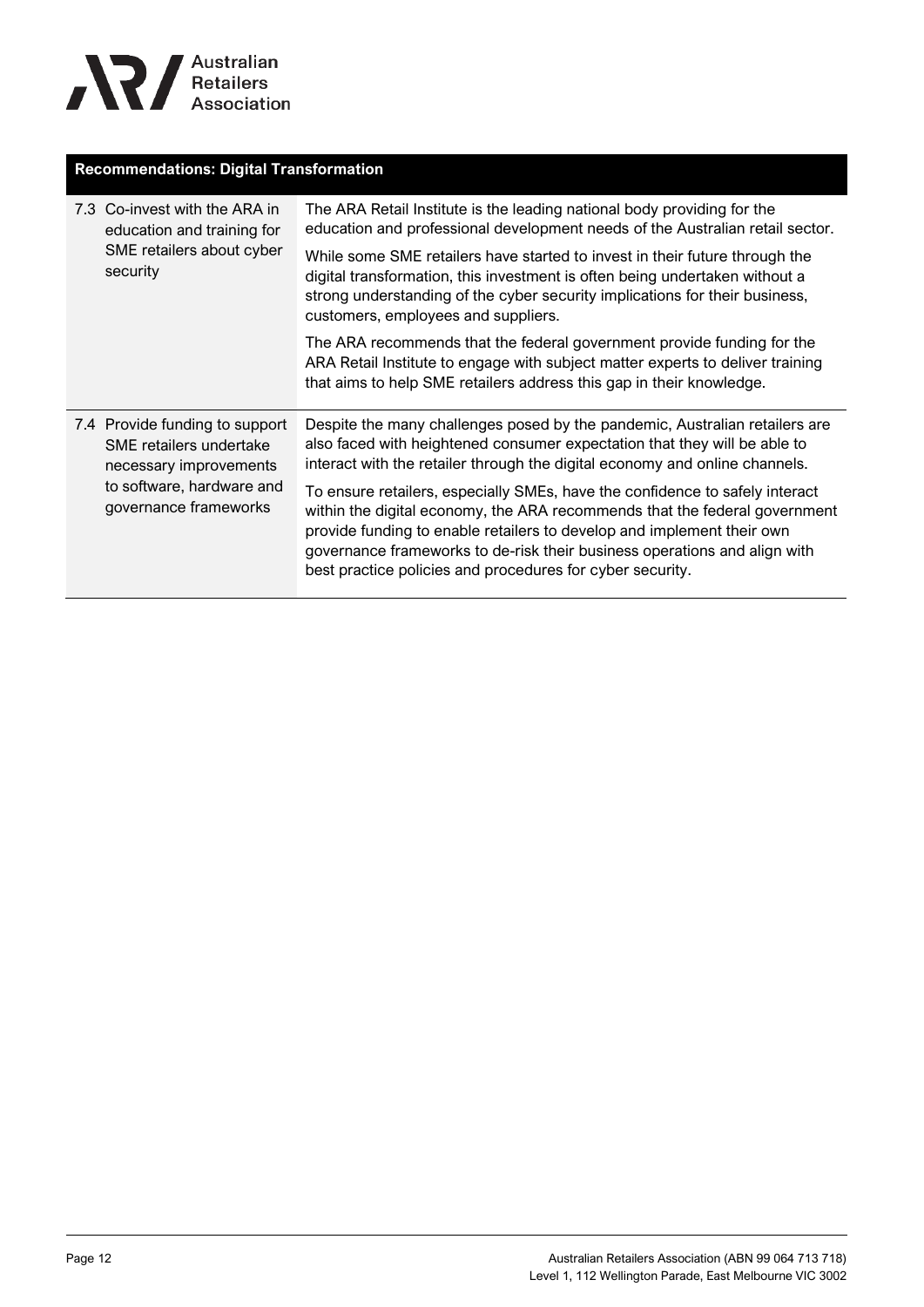| Recommendations: Digital Transformation | |
|---|---|
| 7.3 Co-invest with the ARA in education and training for SME retailers about cyber security | The ARA Retail Institute is the leading national body providing for the education and professional development needs of the Australian retail sector.<br><br>While some SME retailers have started to invest in their future through the digital transformation, this investment is often being undertaken without a strong understanding of the cyber security implications for their business, customers, employees and suppliers.<br><br>The ARA recommends that the federal government provide funding for the ARA Retail Institute to engage with subject matter experts to deliver training that aims to help SME retailers address this gap in their knowledge. |
| 7.4 Provide funding to support SME retailers undertake necessary improvements to software, hardware and governance frameworks | Despite the many challenges posed by the pandemic, Australian retailers are also faced with heightened consumer expectation that they will be able to interact with the retailer through the digital economy and online channels.<br><br>To ensure retailers, especially SMEs, have the confidence to safely interact within the digital economy, the ARA recommends that the federal government provide funding to enable retailers to develop and implement their own governance frameworks to de-risk their business operations and align with best practice policies and procedures for cyber security. |